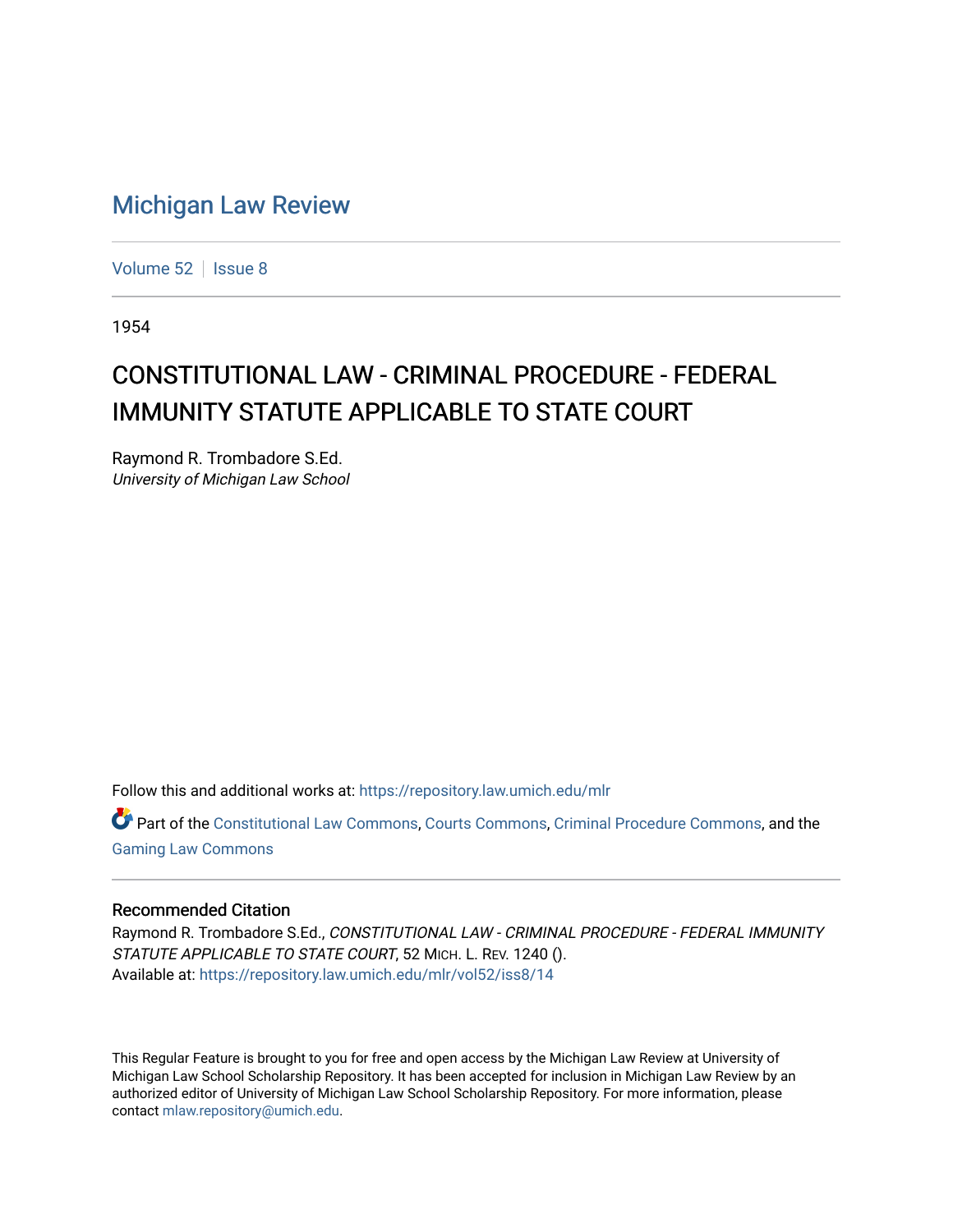# Michigan Law Review

Volume 52 | Issue 8

1954

## CONSTITUTIONAL LAW - CRIMINAL PROCEDURE - FEDERAL IMMUNITY STATUTE APPLICABLE TO STATE COURT

Raymond R. Trombadore S.Ed.
*University of Michigan Law School*

Follow this and additional works at: https://repository.law.umich.edu/mlr

Part of the Constitutional Law Commons, Courts Commons, Criminal Procedure Commons, and the Gaming Law Commons

### Recommended Citation

Raymond R. Trombadore S.Ed., *CONSTITUTIONAL LAW - CRIMINAL PROCEDURE - FEDERAL IMMUNITY STATUTE APPLICABLE TO STATE COURT*, 52 MICH. L. REV. 1240 ().
Available at: https://repository.law.umich.edu/mlr/vol52/iss8/14

This Regular Feature is brought to you for free and open access by the Michigan Law Review at University of Michigan Law School Scholarship Repository. It has been accepted for inclusion in Michigan Law Review by an authorized editor of University of Michigan Law School Scholarship Repository. For more information, please contact mlaw.repository@umich.edu.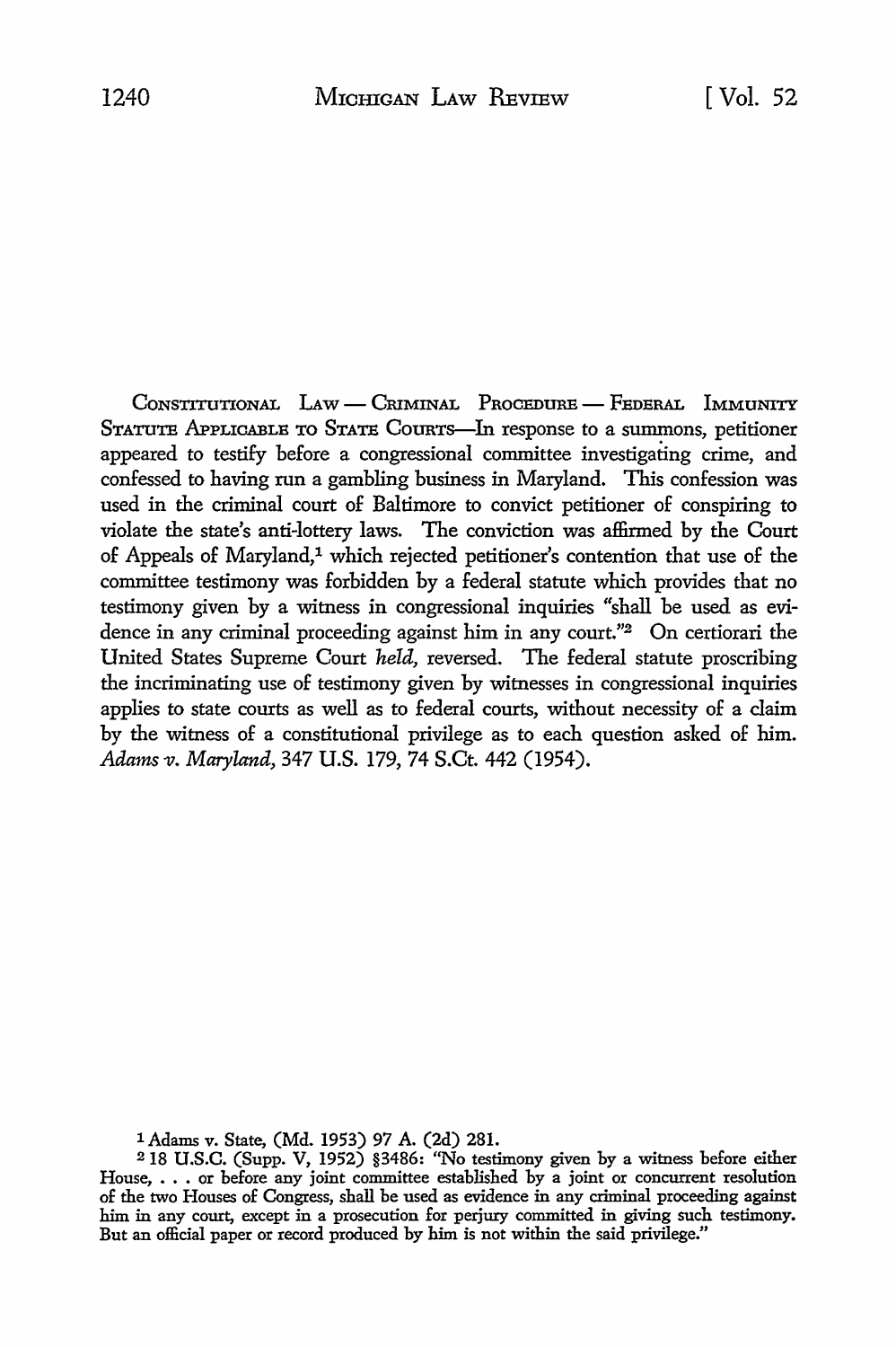CONSTITUTIONAL LAW — CRIMINAL PROCEDURE — FEDERAL IMMUNITY STATUTE APPLICABLE TO STATE COURTS—In response to a summons, petitioner appeared to testify before a congressional committee investigating crime, and confessed to having run a gambling business in Maryland. This confession was used in the criminal court of Baltimore to convict petitioner of conspiring to violate the state's anti-lottery laws. The conviction was affirmed by the Court of Appeals of Maryland,[1] which rejected petitioner's contention that use of the committee testimony was forbidden by a federal statute which provides that no testimony given by a witness in congressional inquiries "shall be used as evidence in any criminal proceeding against him in any court."[2] On certiorari the United States Supreme Court *held,* reversed. The federal statute proscribing the incriminating use of testimony given by witnesses in congressional inquiries applies to state courts as well as to federal courts, without necessity of a claim by the witness of a constitutional privilege as to each question asked of him. *Adams v. Maryland,* 347 U.S. 179, 74 S.Ct. 442 (1954).

[1] Adams v. State, (Md. 1953) 97 A. (2d) 281.

[2] 18 U.S.C. (Supp. V, 1952) §3486: "No testimony given by a witness before either House, . . . or before any joint committee established by a joint or concurrent resolution of the two Houses of Congress, shall be used as evidence in any criminal proceeding against him in any court, except in a prosecution for perjury committed in giving such testimony. But an official paper or record produced by him is not within the said privilege."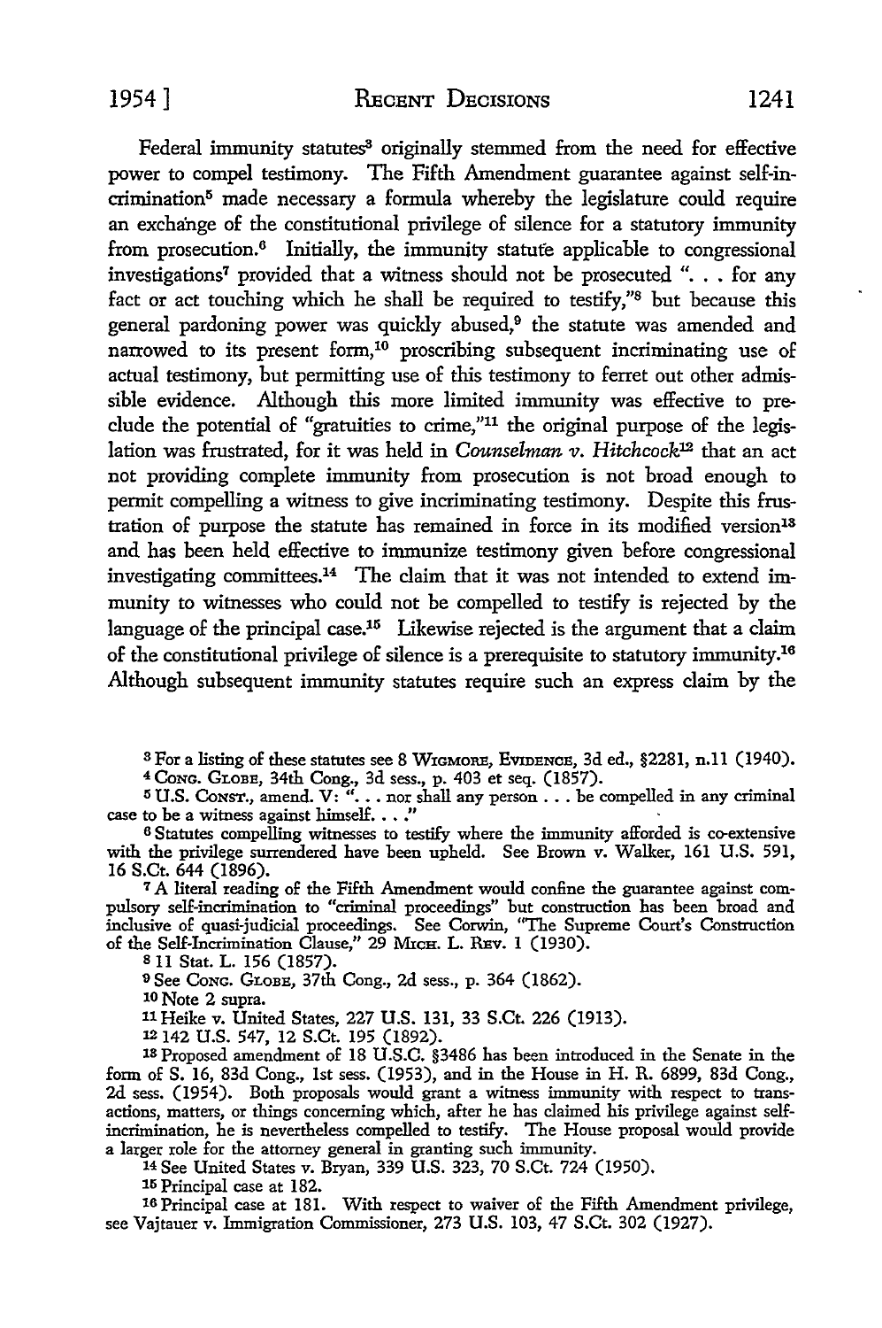Federal immunity statutes[3] originally stemmed from the need for effective power to compel testimony. The Fifth Amendment guarantee against self-incrimination[5] made necessary a formula whereby the legislature could require an exchange of the constitutional privilege of silence for a statutory immunity from prosecution.[6] Initially, the immunity statute applicable to congressional investigations[7] provided that a witness should not be prosecuted ". . . for any fact or act touching which he shall be required to testify,"[8] but because this general pardoning power was quickly abused,[9] the statute was amended and narrowed to its present form,[10] proscribing subsequent incriminating use of actual testimony, but permitting use of this testimony to ferret out other admissible evidence. Although this more limited immunity was effective to preclude the potential of "gratuities to crime,"[11] the original purpose of the legislation was frustrated, for it was held in *Counselman v. Hitchcock*[12] that an act not providing complete immunity from prosecution is not broad enough to permit compelling a witness to give incriminating testimony. Despite this frustration of purpose the statute has remained in force in its modified version[13] and has been held effective to immunize testimony given before congressional investigating committees.[14] The claim that it was not intended to extend immunity to witnesses who could not be compelled to testify is rejected by the language of the principal case.[15] Likewise rejected is the argument that a claim of the constitutional privilege of silence is a prerequisite to statutory immunity.[16] Although subsequent immunity statutes require such an express claim by the

---

[3] For a listing of these statutes see 8 WIGMORE, EVIDENCE, 3d ed., §2281, n.11 (1940).

[4] CONG. GLOBE, 34th Cong., 3d sess., p. 403 et seq. (1857).

[5] U.S. CONST., amend. V: ". . . nor shall any person . . . be compelled in any criminal case to be a witness against himself. . . ."

[6] Statutes compelling witnesses to testify where the immunity afforded is co-extensive with the privilege surrendered have been upheld. See Brown v. Walker, 161 U.S. 591, 16 S.Ct. 644 (1896).

[7] A literal reading of the Fifth Amendment would confine the guarantee against compulsory self-incrimination to "criminal proceedings" but construction has been broad and inclusive of quasi-judicial proceedings. See Corwin, "The Supreme Court's Construction of the Self-Incrimination Clause," 29 MICH. L. REV. 1 (1930).

[8] 11 Stat. L. 156 (1857).

[9] See CONG. GLOBE, 37th Cong., 2d sess., p. 364 (1862).

[10] Note 2 supra.

[11] Heike v. United States, 227 U.S. 131, 33 S.Ct. 226 (1913).

[12] 142 U.S. 547, 12 S.Ct. 195 (1892).

[13] Proposed amendment of 18 U.S.C. §3486 has been introduced in the Senate in the form of S. 16, 83d Cong., 1st sess. (1953), and in the House in H. R. 6899, 83d Cong., 2d sess. (1954). Both proposals would grant a witness immunity with respect to transactions, matters, or things concerning which, after he has claimed his privilege against self-incrimination, he is nevertheless compelled to testify. The House proposal would provide a larger role for the attorney general in granting such immunity.

[14] See United States v. Bryan, 339 U.S. 323, 70 S.Ct. 724 (1950).

[15] Principal case at 182.

[16] Principal case at 181. With respect to waiver of the Fifth Amendment privilege, see Vajtauer v. Immigration Commissioner, 273 U.S. 103, 47 S.Ct. 302 (1927).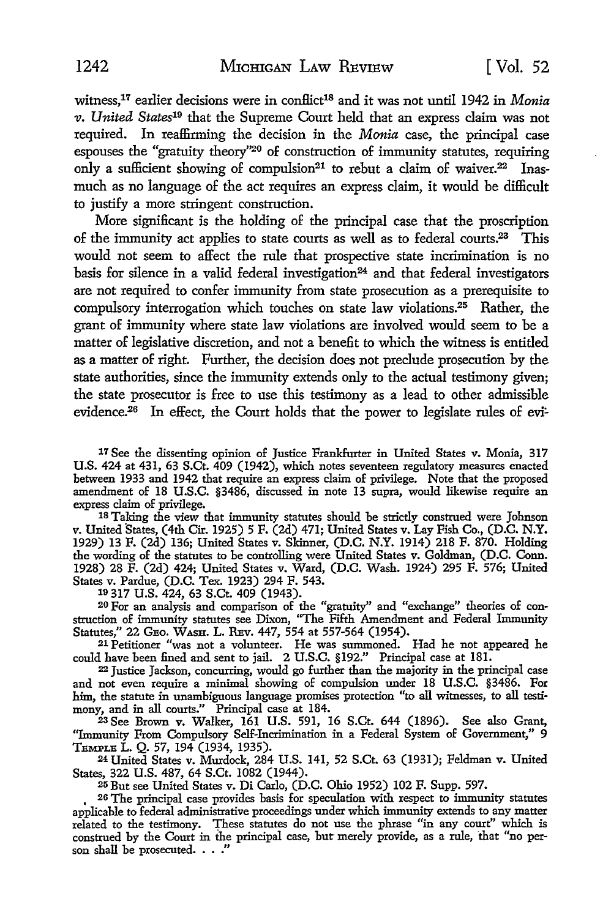witness,[17] earlier decisions were in conflict[18] and it was not until 1942 in *Monia v. United States*[19] that the Supreme Court held that an express claim was not required. In reaffirming the decision in the *Monia* case, the principal case espouses the "gratuity theory"[20] of construction of immunity statutes, requiring only a sufficient showing of compulsion[21] to rebut a claim of waiver.[22] Inasmuch as no language of the act requires an express claim, it would be difficult to justify a more stringent construction.

More significant is the holding of the principal case that the proscription of the immunity act applies to state courts as well as to federal courts.[23] This would not seem to affect the rule that prospective state incrimination is no basis for silence in a valid federal investigation[24] and that federal investigators are not required to confer immunity from state prosecution as a prerequisite to compulsory interrogation which touches on state law violations.[25] Rather, the grant of immunity where state law violations are involved would seem to be a matter of legislative discretion, and not a benefit to which the witness is entitled as a matter of right. Further, the decision does not preclude prosecution by the state authorities, since the immunity extends only to the actual testimony given; the state prosecutor is free to use this testimony as a lead to other admissible evidence.[26] In effect, the Court holds that the power to legislate rules of evi-

---

[17] See the dissenting opinion of Justice Frankfurter in United States v. Monia, 317 U.S. 424 at 431, 63 S.Ct. 409 (1942), which notes seventeen regulatory measures enacted between 1933 and 1942 that require an express claim of privilege. Note that the proposed amendment of 18 U.S.C. §3486, discussed in note 13 supra, would likewise require an express claim of privilege.

[18] Taking the view that immunity statutes should be strictly construed were Johnson v. United States, (4th Cir. 1925) 5 F. (2d) 471; United States v. Lay Fish Co., (D.C. N.Y. 1929) 13 F. (2d) 136; United States v. Skinner, (D.C. N.Y. 1914) 218 F. 870. Holding the wording of the statutes to be controlling were United States v. Goldman, (D.C. Conn. 1928) 28 F. (2d) 424; United States v. Ward, (D.C. Wash. 1924) 295 F. 576; United States v. Pardue, (D.C. Tex. 1923) 294 F. 543.

[19] 317 U.S. 424, 63 S.Ct. 409 (1943).

[20] For an analysis and comparison of the "gratuity" and "exchange" theories of construction of immunity statutes see Dixon, "The Fifth Amendment and Federal Immunity Statutes," 22 Geo. Wash. L. Rev. 447, 554 at 557-564 (1954).

[21] Petitioner "was not a volunteer. He was summoned. Had he not appeared he could have been fined and sent to jail. 2 U.S.C. §192." Principal case at 181.

[22] Justice Jackson, concurring, would go further than the majority in the principal case and not even require a minimal showing of compulsion under 18 U.S.C. §3486. For him, the statute in unambiguous language promises protection "to all witnesses, to all testimony, and in all courts." Principal case at 184.

[23] See Brown v. Walker, 161 U.S. 591, 16 S.Ct. 644 (1896). See also Grant, "Immunity From Compulsory Self-Incrimination in a Federal System of Government," 9 Temple L. Q. 57, 194 (1934, 1935).

[24] United States v. Murdock, 284 U.S. 141, 52 S.Ct. 63 (1931); Feldman v. United States, 322 U.S. 487, 64 S.Ct. 1082 (1944).

[25] But see United States v. Di Carlo, (D.C. Ohio 1952) 102 F. Supp. 597.

[26] The principal case provides basis for speculation with respect to immunity statutes applicable to federal administrative proceedings under which immunity extends to any matter related to the testimony. These statutes do not use the phrase "in any court" which is construed by the Court in the principal case, but merely provide, as a rule, that "no person shall be prosecuted. . . ."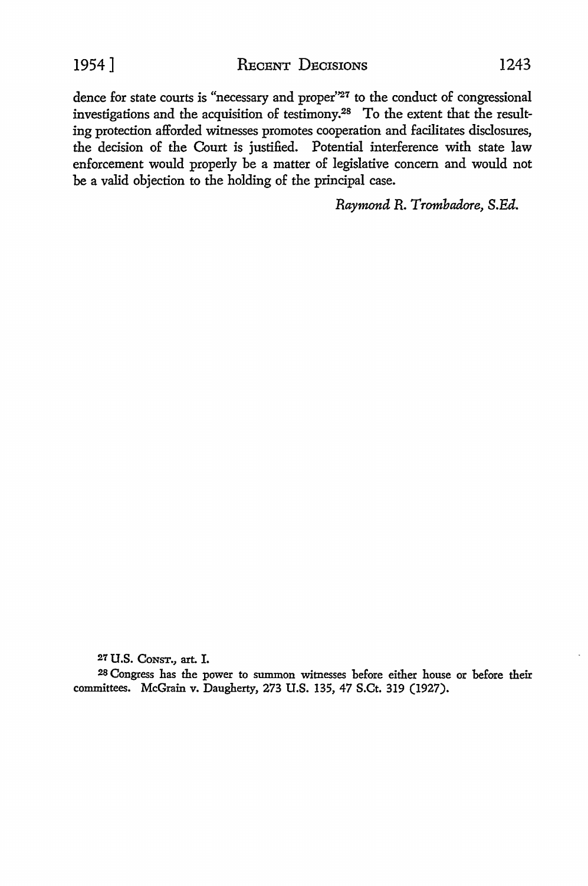dence for state courts is "necessary and proper"[27] to the conduct of congressional investigations and the acquisition of testimony.[28] To the extent that the resulting protection afforded witnesses promotes cooperation and facilitates disclosures, the decision of the Court is justified. Potential interference with state law enforcement would properly be a matter of legislative concern and would not be a valid objection to the holding of the principal case.

*Raymond R. Trombadore, S.Ed.*

[27] U.S. CONST., art. I.

[28] Congress has the power to summon witnesses before either house or before their committees. McGrain v. Daugherty, 273 U.S. 135, 47 S.Ct. 319 (1927).